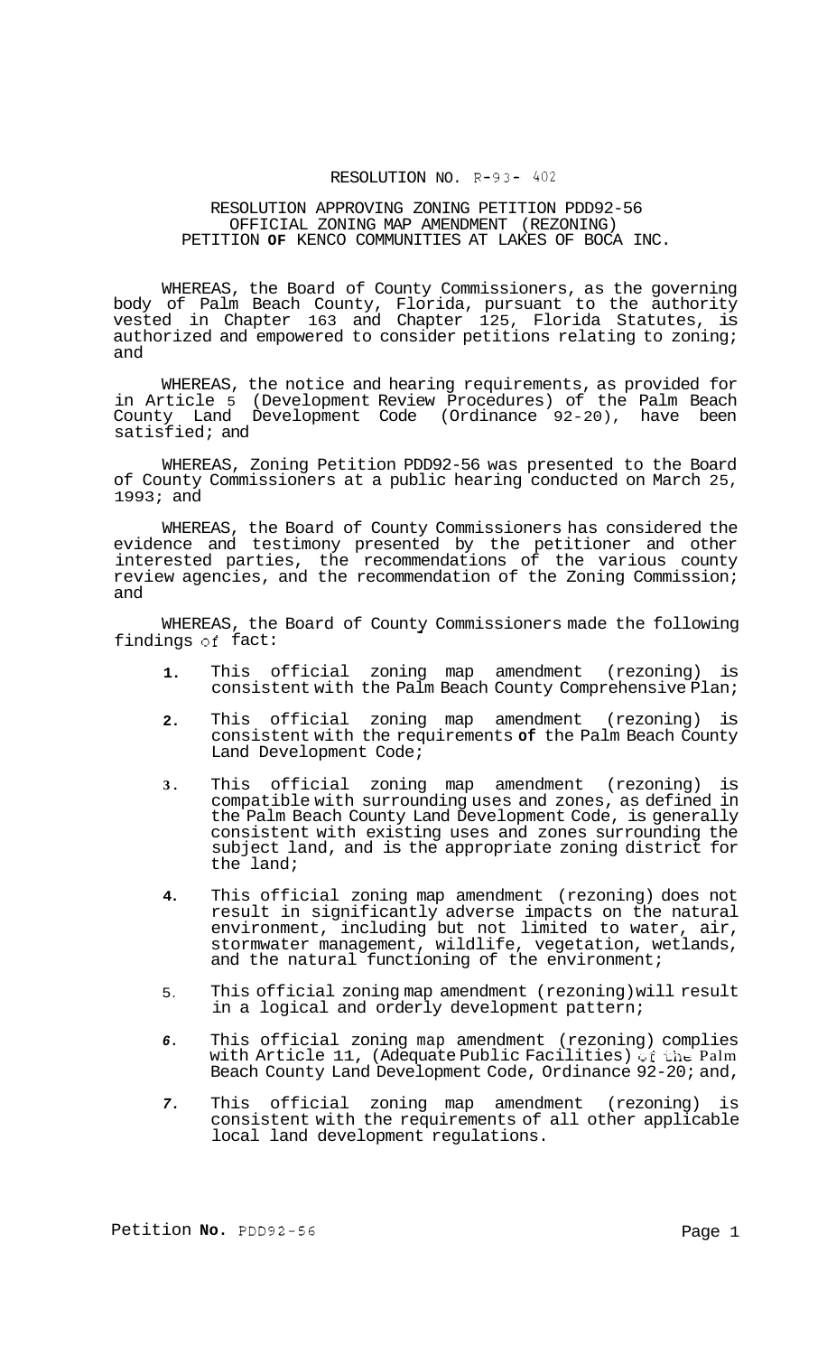RESOLUTION NO. R-93- 402

RESOLUTION APPROVING ZONING PETITION PDD92-56
OFFICIAL ZONING MAP AMENDMENT (REZONING)
PETITION **OF** KENCO COMMUNITIES AT LAKES OF BOCA INC.

WHEREAS, the Board of County Commissioners, as the governing body of Palm Beach County, Florida, pursuant to the authority vested in Chapter 163 and Chapter 125, Florida Statutes, is authorized and empowered to consider petitions relating to zoning; and

WHEREAS, the notice and hearing requirements, as provided for in Article 5 (Development Review Procedures) of the Palm Beach County Land Development Code (Ordinance 92-20), have been satisfied; and

WHEREAS, Zoning Petition PDD92-56 was presented to the Board of County Commissioners at a public hearing conducted on March 25, 1993; and

WHEREAS, the Board of County Commissioners has considered the evidence and testimony presented by the petitioner and other interested parties, the recommendations of the various county review agencies, and the recommendation of the Zoning Commission; and

WHEREAS, the Board of County Commissioners made the following findings of fact:

1. This official zoning map amendment (rezoning) is consistent with the Palm Beach County Comprehensive Plan;

2. This official zoning map amendment (rezoning) is consistent with the requirements **of** the Palm Beach County Land Development Code;

3. This official zoning map amendment (rezoning) is compatible with surrounding uses and zones, as defined in the Palm Beach County Land Development Code, is generally consistent with existing uses and zones surrounding the subject land, and is the appropriate zoning district for the land;

4. This official zoning map amendment (rezoning) does not result in significantly adverse impacts on the natural environment, including but not limited to water, air, stormwater management, wildlife, vegetation, wetlands, and the natural functioning of the environment;

5. This official zoning map amendment (rezoning) will result in a logical and orderly development pattern;

6. This official zoning map amendment (rezoning) complies with Article 11, (Adequate Public Facilities) of the Palm Beach County Land Development Code, Ordinance 92-20; and,

7. This official zoning map amendment (rezoning) is consistent with the requirements of all other applicable local land development regulations.

Petition **No.** PDD92-56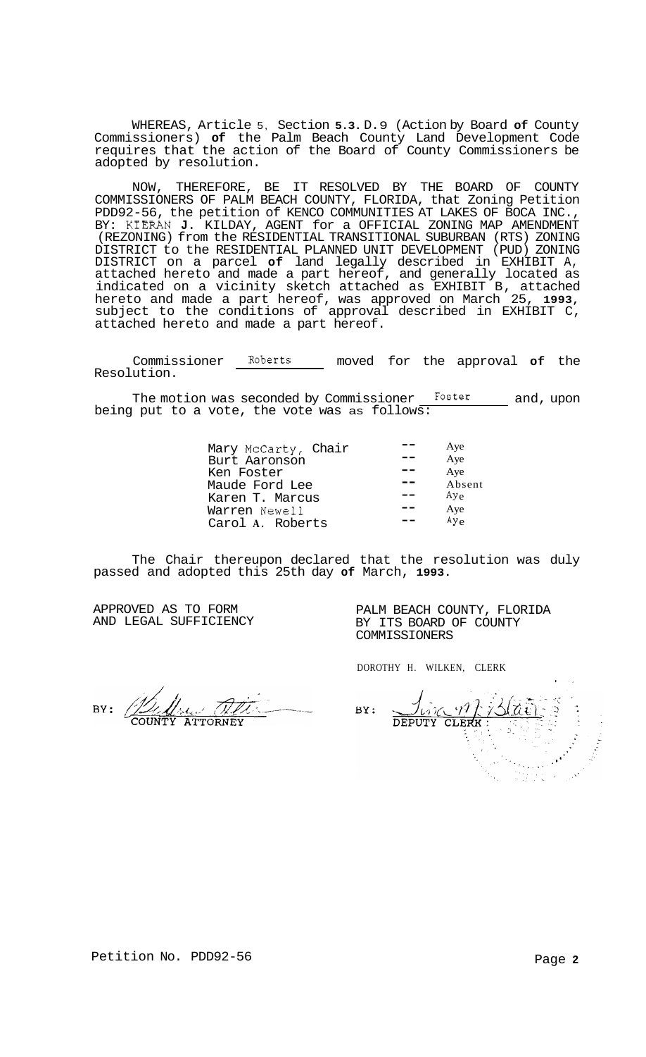WHEREAS, Article 5, Section 5.3.D.9 (Action by Board of County Commissioners) of the Palm Beach County Land Development Code requires that the action of the Board of County Commissioners be adopted by resolution.

NOW, THEREFORE, BE IT RESOLVED BY THE BOARD OF COUNTY COMMISSIONERS OF PALM BEACH COUNTY, FLORIDA, that Zoning Petition PDD92-56, the petition of KENCO COMMUNITIES AT LAKES OF BOCA INC., BY: KIERAN J. KILDAY, AGENT for a OFFICIAL ZONING MAP AMENDMENT (REZONING) from the RESIDENTIAL TRANSITIONAL SUBURBAN (RTS) ZONING DISTRICT to the RESIDENTIAL PLANNED UNIT DEVELOPMENT (PUD) ZONING DISTRICT on a parcel of land legally described in EXHIBIT A, attached hereto and made a part hereof, and generally located as indicated on a vicinity sketch attached as EXHIBIT B, attached hereto and made a part hereof, was approved on March 25, 1993, subject to the conditions of approval described in EXHIBIT C, attached hereto and made a part hereof.

Commissioner Roberts moved for the approval of the Resolution.

The motion was seconded by Commissioner Foster and, upon being put to a vote, the vote was as follows:

| | | |
|---|---|---|
| Mary McCarty, Chair | -- | Aye |
| Burt Aaronson | -- | Aye |
| Ken Foster | -- | Aye |
| Maude Ford Lee | -- | Absent |
| Karen T. Marcus | -- | Aye |
| Warren Newell | -- | Aye |
| Carol A. Roberts | -- | Aye |

The Chair thereupon declared that the resolution was duly passed and adopted this 25th day of March, 1993.

APPROVED AS TO FORM AND LEGAL SUFFICIENCY

BY: COUNTY ATTORNEY

PALM BEACH COUNTY, FLORIDA BY ITS BOARD OF COUNTY COMMISSIONERS

DOROTHY H. WILKEN, CLERK

BY: DEPUTY CLERK

Petition No. PDD92-56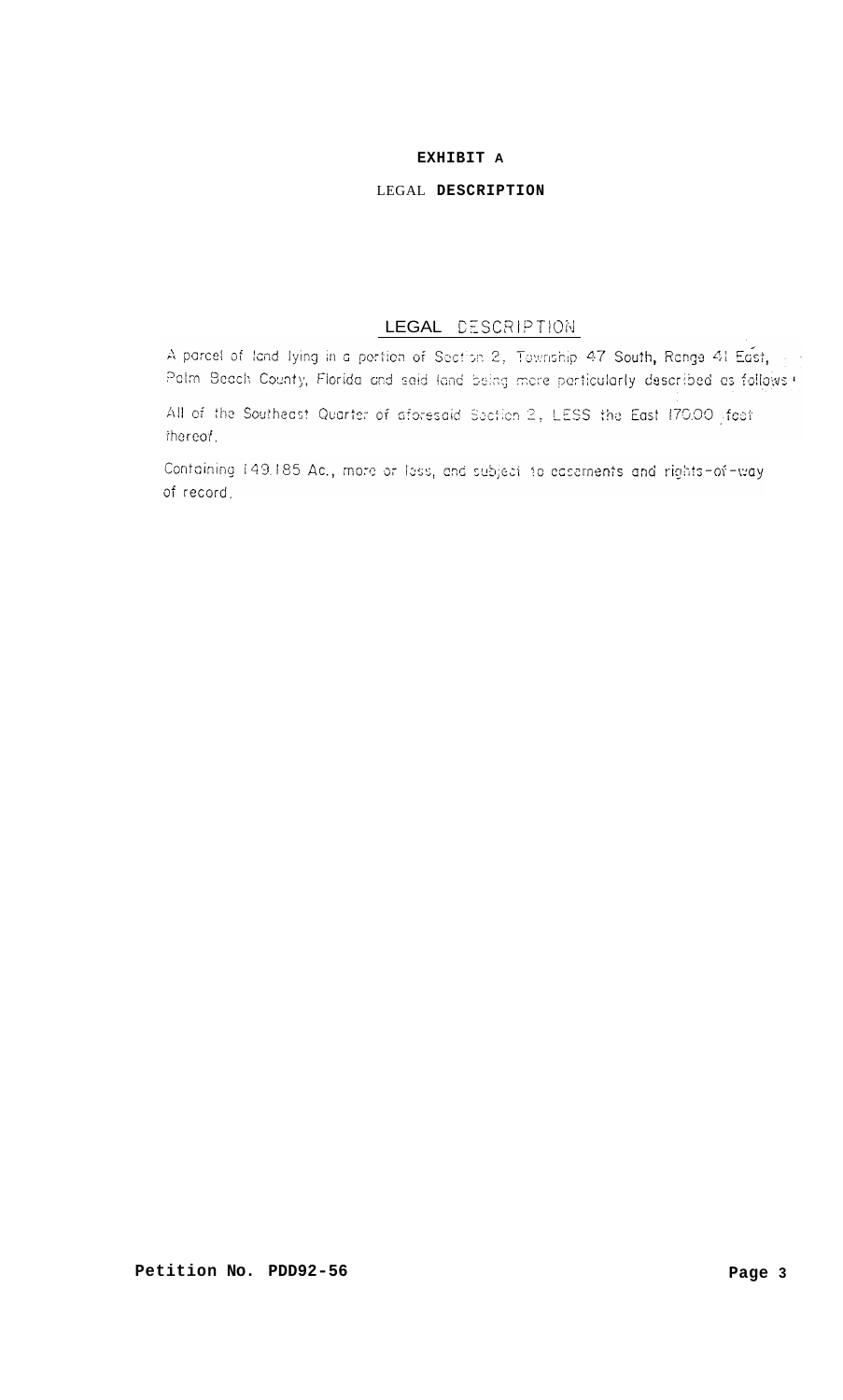# EXHIBIT A

## LEGAL DESCRIPTION

### LEGAL DESCRIPTION

A parcel of land lying in a portion of Section 2, Township 47 South, Range 41 East, Palm Beach County, Florida and said land being more particularly described as follows:

All of the Southeast Quarter of aforesaid Section 2, LESS the East 170.00 feet thereof.

Containing 149.185 Ac., more or less, and subject to easements and rights-of-way of record.

Petition No. PDD92-56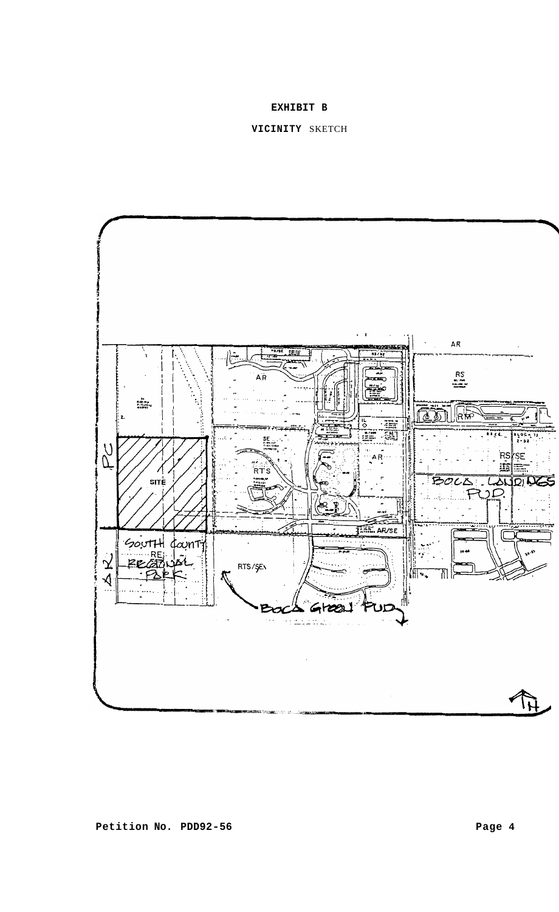**EXHIBIT B**

**VICINITY** SKETCH

AR

RS

RM

AR

RS/SE

AR

IL

SE

RTS

SITE

AR

RS/SE

BOCA LANDINGS PUD.

AR/SE

SOUTH COUNTY RE REGIONAL PARK

PC

AR

RTS/SE

BOCA GREEN PUD

**Petition No. PDD92-56**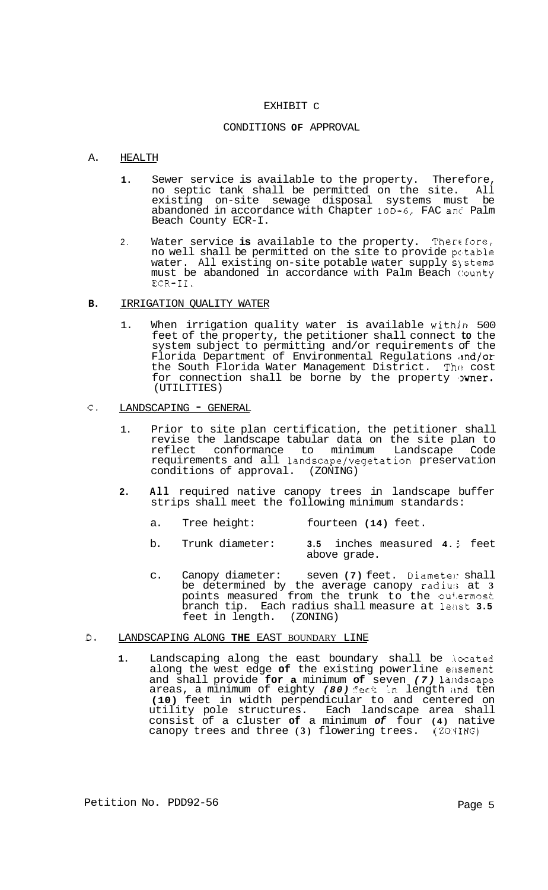# EXHIBIT C

## CONDITIONS OF APPROVAL

## A. HEALTH

1. Sewer service is available to the property. Therefore, no septic tank shall be permitted on the site. All existing on-site sewage disposal systems must be abandoned in accordance with Chapter 10D-6, FAC and Palm Beach County ECR-I.

2. Water service is available to the property. Therefore, no well shall be permitted on the site to provide potable water. All existing on-site potable water supply systems must be abandoned in accordance with Palm Beach County ECR-II.

## B. IRRIGATION QUALITY WATER

1. When irrigation quality water is available within 500 feet of the property, the petitioner shall connect to the system subject to permitting and/or requirements of the Florida Department of Environmental Regulations and/or the South Florida Water Management District. The cost for connection shall be borne by the property owner. (UTILITIES)

## C. LANDSCAPING - GENERAL

1. Prior to site plan certification, the petitioner shall revise the landscape tabular data on the site plan to reflect conformance to minimum Landscape Code requirements and all landscape/vegetation preservation conditions of approval. (ZONING)

2. All required native canopy trees in landscape buffer strips shall meet the following minimum standards:

   a. Tree height: fourteen (14) feet.

   b. Trunk diameter: 3.5 inches measured 4.5 feet above grade.

   c. Canopy diameter: seven (7) feet. Diameter shall be determined by the average canopy radius at 3 points measured from the trunk to the outermost branch tip. Each radius shall measure at least 3.5 feet in length. (ZONING)

## D. LANDSCAPING ALONG THE EAST BOUNDARY LINE

1. Landscaping along the east boundary shall be located along the west edge of the existing powerline easement and shall provide for a minimum of seven *(7)* landscape areas, a minimum of eighty *(80)* feet in length and ten (10) feet in width perpendicular to and centered on utility pole structures. Each landscape area shall consist of a cluster of a minimum *of* four (4) native canopy trees and three (3) flowering trees. (ZONING)

Petition No. PDD92-56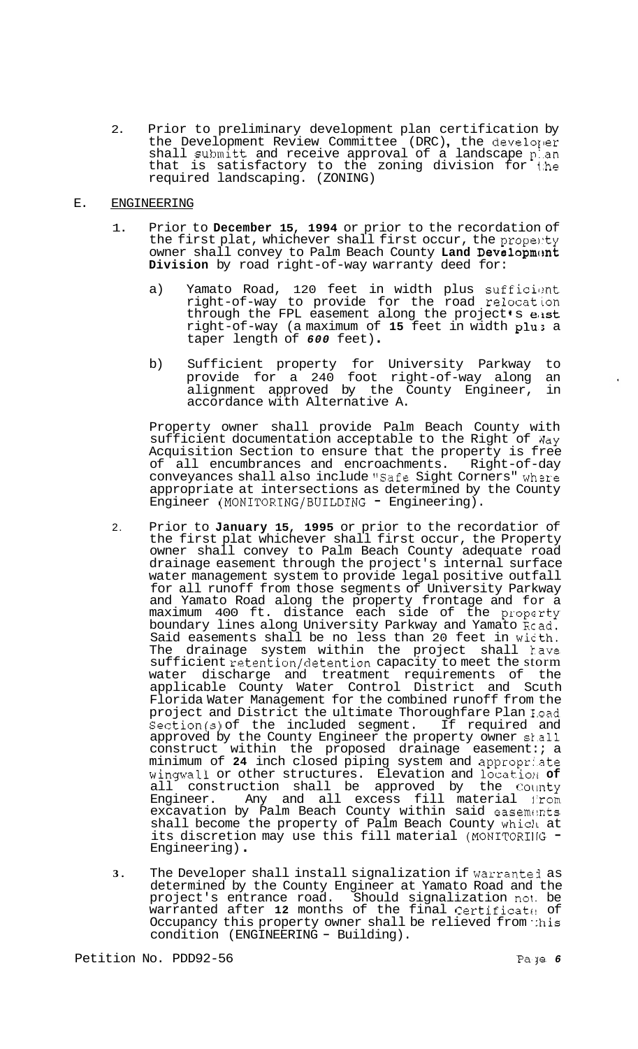2. Prior to preliminary development plan certification by the Development Review Committee (DRC), the developer shall submitt and receive approval of a landscape plan that is satisfactory to the zoning division for the required landscaping. (ZONING)

E. ENGINEERING

1. Prior to **December 15, 1994** or prior to the recordation of the first plat, whichever shall first occur, the property owner shall convey to Palm Beach County **Land Development Division** by road right-of-way warranty deed for:

   a) Yamato Road, 120 feet in width plus sufficient right-of-way to provide for the road relocation through the FPL easement along the project's east right-of-way (a maximum of **15** feet in width plus a taper length of ***600*** feet)**.**

   b) Sufficient property for University Parkway to provide for a 240 foot right-of-way along an alignment approved by the County Engineer, in accordance with Alternative A.

   Property owner shall provide Palm Beach County with sufficient documentation acceptable to the Right of Way Acquisition Section to ensure that the property is free of all encumbrances and encroachments. Right-of-day conveyances shall also include "Safe Sight Corners" where appropriate at intersections as determined by the County Engineer (MONITORING/BUILDING - Engineering).

2. Prior to **January 15, 1995** or prior to the recordatior of the first plat whichever shall first occur, the Property owner shall convey to Palm Beach County adequate road drainage easement through the project's internal surface water management system to provide legal positive outfall for all runoff from those segments of University Parkway and Yamato Road along the property frontage and for a maximum 400 ft. distance each side of the property boundary lines along University Parkway and Yamato Road. Said easements shall be no less than 20 feet in width. The drainage system within the project shall have sufficient retention/detention capacity to meet the storm water discharge and treatment requirements of the applicable County Water Control District and Scuth Florida Water Management for the combined runoff from the project and District the ultimate Thoroughfare Plan Road Section(s) of the included segment. If required and approved by the County Engineer the property owner shall construct within the proposed drainage easement:; a minimum of **24** inch closed piping system and appropriate wingwall or other structures. Elevation and location **of** all construction shall be approved by the County Engineer. Any and all excess fill material from excavation by Palm Beach County within said easements shall become the property of Palm Beach County which at its discretion may use this fill material (MONITORING - Engineering)**.**

3. The Developer shall install signalization if warranted as determined by the County Engineer at Yamato Road and the project's entrance road. Should signalization not be warranted after **12** months of the final Certificate of Occupancy this property owner shall be relieved from this condition (ENGINEERING – Building).

Petition No. PDD92-56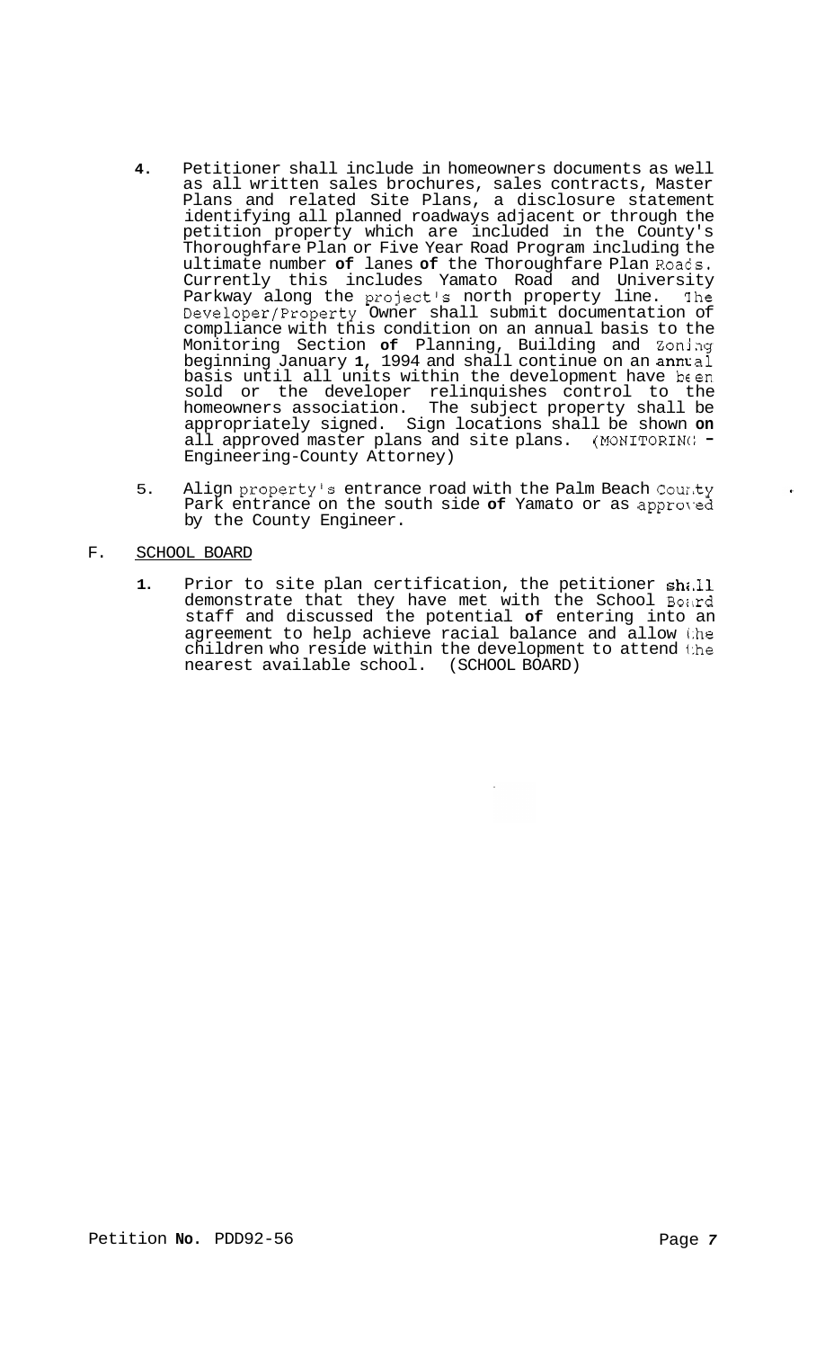4. Petitioner shall include in homeowners documents as well as all written sales brochures, sales contracts, Master Plans and related Site Plans, a disclosure statement identifying all planned roadways adjacent or through the petition property which are included in the County's Thoroughfare Plan or Five Year Road Program including the ultimate number **of** lanes **of** the Thoroughfare Plan Roads. Currently this includes Yamato Road and University Parkway along the project's north property line. The Developer/Property Owner shall submit documentation of compliance with this condition on an annual basis to the Monitoring Section **of** Planning, Building and Zoning beginning January **1**, 1994 and shall continue on an annual basis until all units within the development have been sold or the developer relinquishes control to the homeowners association. The subject property shall be appropriately signed. Sign locations shall be shown **on** all approved master plans and site plans. (MONITORING - Engineering-County Attorney)

5. Align property's entrance road with the Palm Beach County Park entrance on the south side **of** Yamato or as approved by the County Engineer.

F. SCHOOL BOARD

1. Prior to site plan certification, the petitioner shall demonstrate that they have met with the School Board staff and discussed the potential **of** entering into an agreement to help achieve racial balance and allow the children who reside within the development to attend the nearest available school. (SCHOOL BOARD)